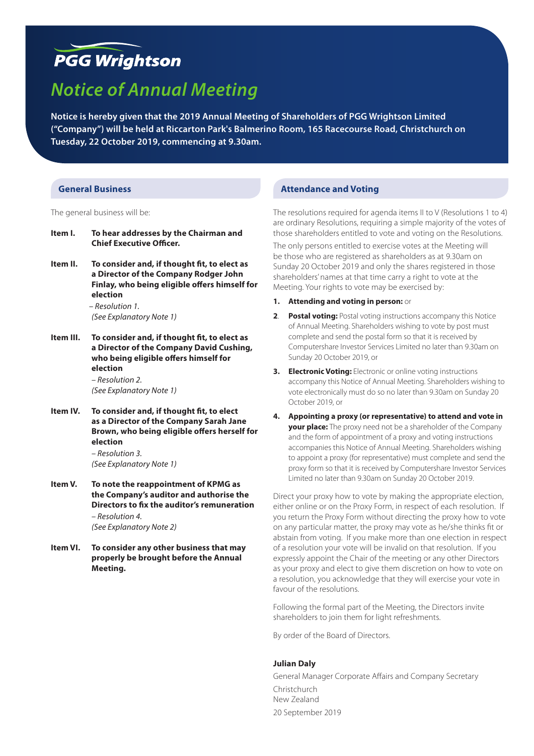PGG Wrightson

# Notice of Annual Meeting

**Notice is hereby given that the 2019 Annual Meeting of Shareholders of PGG Wrightson Limited ("Company") will be held at Riccarton Park's Balmerino Room, 165 Racecourse Road, Christchurch on Tuesday, 22 October 2019, commencing at 9.30am.**

## General Business

The general business will be:

**Item I.** **To hear addresses by the Chairman and Chief Executive Officer.**

**Item II.** **To consider and, if thought fit, to elect as a Director of the Company Rodger John Finlay, who being eligible offers himself for election**
*– Resolution 1.*
*(See Explanatory Note 1)*

**Item III.** **To consider and, if thought fit, to elect as a Director of the Company David Cushing, who being eligible offers himself for election**
*– Resolution 2.*
*(See Explanatory Note 1)*

**Item IV.** **To consider and, if thought fit, to elect as a Director of the Company Sarah Jane Brown, who being eligible offers herself for election**
*– Resolution 3.*
*(See Explanatory Note 1)*

**Item V.** **To note the reappointment of KPMG as the Company's auditor and authorise the Directors to fix the auditor's remuneration**
*– Resolution 4.*
*(See Explanatory Note 2)*

**Item VI.** **To consider any other business that may properly be brought before the Annual Meeting.**

## Attendance and Voting

The resolutions required for agenda items II to V (Resolutions 1 to 4) are ordinary Resolutions, requiring a simple majority of the votes of those shareholders entitled to vote and voting on the Resolutions.

The only persons entitled to exercise votes at the Meeting will be those who are registered as shareholders as at 9.30am on Sunday 20 October 2019 and only the shares registered in those shareholders' names at that time carry a right to vote at the Meeting. Your rights to vote may be exercised by:

1. **Attending and voting in person:** or
2. **Postal voting:** Postal voting instructions accompany this Notice of Annual Meeting. Shareholders wishing to vote by post must complete and send the postal form so that it is received by Computershare Investor Services Limited no later than 9.30am on Sunday 20 October 2019, or
3. **Electronic Voting:** Electronic or online voting instructions accompany this Notice of Annual Meeting. Shareholders wishing to vote electronically must do so no later than 9.30am on Sunday 20 October 2019, or
4. **Appointing a proxy (or representative) to attend and vote in your place:** The proxy need not be a shareholder of the Company and the form of appointment of a proxy and voting instructions accompanies this Notice of Annual Meeting. Shareholders wishing to appoint a proxy (for representative) must complete and send the proxy form so that it is received by Computershare Investor Services Limited no later than 9.30am on Sunday 20 October 2019.

Direct your proxy how to vote by making the appropriate election, either online or on the Proxy Form, in respect of each resolution. If you return the Proxy Form without directing the proxy how to vote on any particular matter, the proxy may vote as he/she thinks fit or abstain from voting. If you make more than one election in respect of a resolution your vote will be invalid on that resolution. If you expressly appoint the Chair of the meeting or any other Directors as your proxy and elect to give them discretion on how to vote on a resolution, you acknowledge that they will exercise your vote in favour of the resolutions.

Following the formal part of the Meeting, the Directors invite shareholders to join them for light refreshments.

By order of the Board of Directors.

**Julian Daly**
General Manager Corporate Affairs and Company Secretary
Christchurch
New Zealand
20 September 2019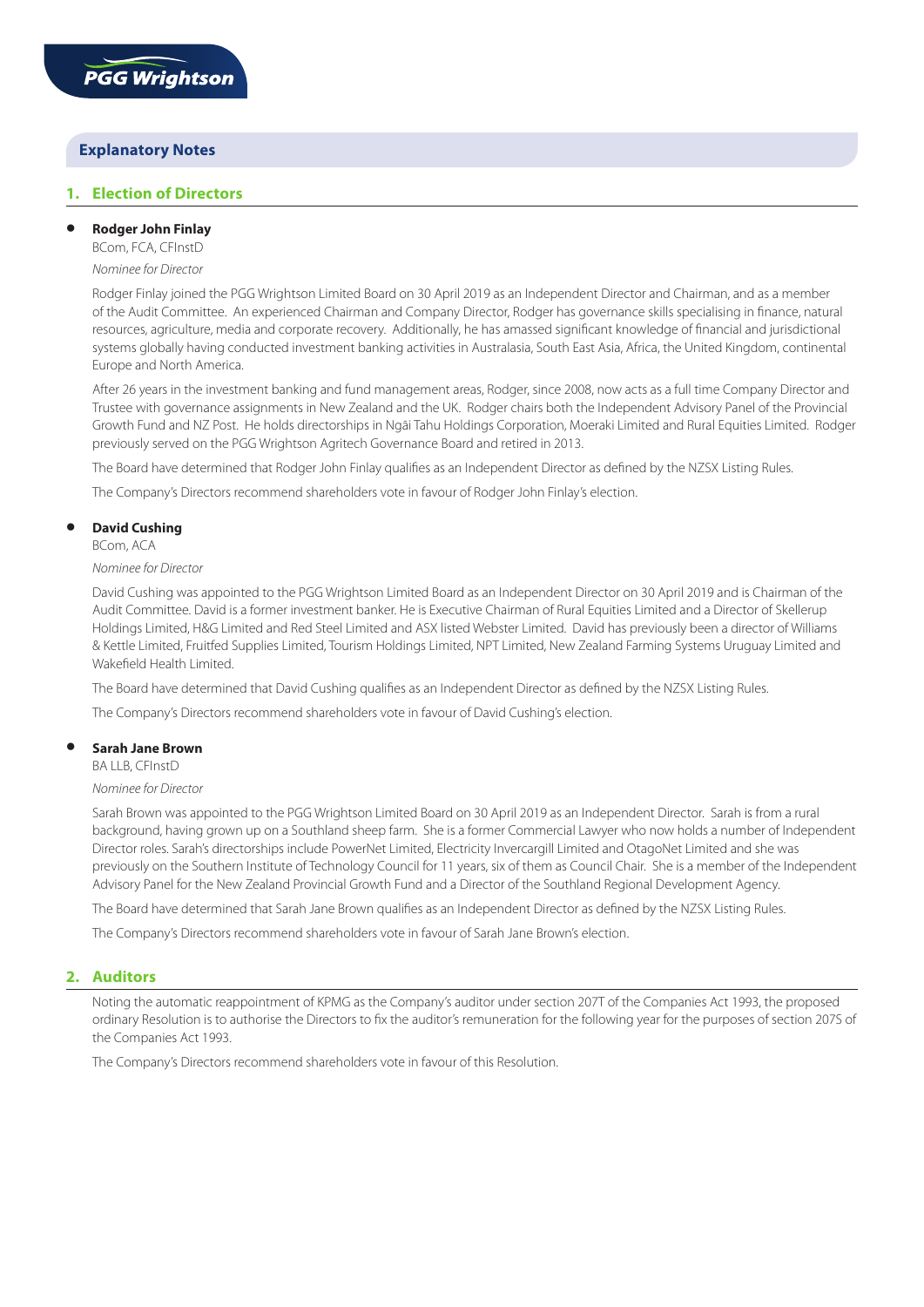## Explanatory Notes

### 1. Election of Directors

- **Rodger John Finlay**

  BCom, FCA, CFInstD

  *Nominee for Director*

  Rodger Finlay joined the PGG Wrightson Limited Board on 30 April 2019 as an Independent Director and Chairman, and as a member of the Audit Committee. An experienced Chairman and Company Director, Rodger has governance skills specialising in finance, natural resources, agriculture, media and corporate recovery. Additionally, he has amassed significant knowledge of financial and jurisdictional systems globally having conducted investment banking activities in Australasia, South East Asia, Africa, the United Kingdom, continental Europe and North America.

  After 26 years in the investment banking and fund management areas, Rodger, since 2008, now acts as a full time Company Director and Trustee with governance assignments in New Zealand and the UK. Rodger chairs both the Independent Advisory Panel of the Provincial Growth Fund and NZ Post. He holds directorships in Ngāi Tahu Holdings Corporation, Moeraki Limited and Rural Equities Limited. Rodger previously served on the PGG Wrightson Agritech Governance Board and retired in 2013.

  The Board have determined that Rodger John Finlay qualifies as an Independent Director as defined by the NZSX Listing Rules.

  The Company's Directors recommend shareholders vote in favour of Rodger John Finlay's election.

- **David Cushing**

  BCom, ACA

  *Nominee for Director*

  David Cushing was appointed to the PGG Wrightson Limited Board as an Independent Director on 30 April 2019 and is Chairman of the Audit Committee. David is a former investment banker. He is Executive Chairman of Rural Equities Limited and a Director of Skellerup Holdings Limited, H&G Limited and Red Steel Limited and ASX listed Webster Limited. David has previously been a director of Williams & Kettle Limited, Fruitfed Supplies Limited, Tourism Holdings Limited, NPT Limited, New Zealand Farming Systems Uruguay Limited and Wakefield Health Limited.

  The Board have determined that David Cushing qualifies as an Independent Director as defined by the NZSX Listing Rules.

  The Company's Directors recommend shareholders vote in favour of David Cushing's election.

- **Sarah Jane Brown**

  BA LLB, CFInstD

  *Nominee for Director*

  Sarah Brown was appointed to the PGG Wrightson Limited Board on 30 April 2019 as an Independent Director. Sarah is from a rural background, having grown up on a Southland sheep farm. She is a former Commercial Lawyer who now holds a number of Independent Director roles. Sarah's directorships include PowerNet Limited, Electricity Invercargill Limited and OtagoNet Limited and she was previously on the Southern Institute of Technology Council for 11 years, six of them as Council Chair. She is a member of the Independent Advisory Panel for the New Zealand Provincial Growth Fund and a Director of the Southland Regional Development Agency.

  The Board have determined that Sarah Jane Brown qualifies as an Independent Director as defined by the NZSX Listing Rules.

  The Company's Directors recommend shareholders vote in favour of Sarah Jane Brown's election.

### 2. Auditors

Noting the automatic reappointment of KPMG as the Company's auditor under section 207T of the Companies Act 1993, the proposed ordinary Resolution is to authorise the Directors to fix the auditor's remuneration for the following year for the purposes of section 207S of the Companies Act 1993.

The Company's Directors recommend shareholders vote in favour of this Resolution.